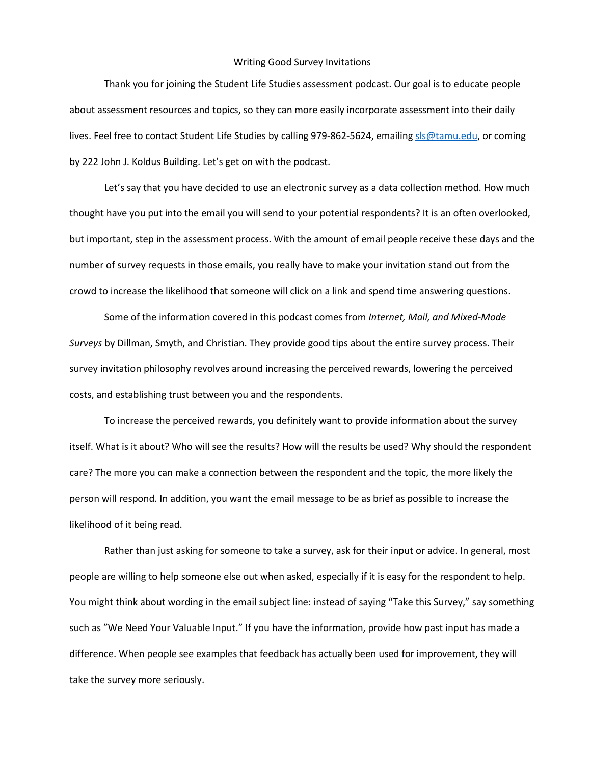# Writing Good Survey Invitations

Thank you for joining the Student Life Studies assessment podcast. Our goal is to educate people about assessment resources and topics, so they can more easily incorporate assessment into their daily lives. Feel free to contact Student Life Studies by calling 979-862-5624, emailing sls@tamu.edu, or coming by 222 John J. Koldus Building. Let's get on with the podcast.

Let's say that you have decided to use an electronic survey as a data collection method. How much thought have you put into the email you will send to your potential respondents? It is an often overlooked, but important, step in the assessment process. With the amount of email people receive these days and the number of survey requests in those emails, you really have to make your invitation stand out from the crowd to increase the likelihood that someone will click on a link and spend time answering questions.

Some of the information covered in this podcast comes from *Internet, Mail, and Mixed-Mode Surveys* by Dillman, Smyth, and Christian. They provide good tips about the entire survey process. Their survey invitation philosophy revolves around increasing the perceived rewards, lowering the perceived costs, and establishing trust between you and the respondents.

To increase the perceived rewards, you definitely want to provide information about the survey itself. What is it about? Who will see the results? How will the results be used? Why should the respondent care? The more you can make a connection between the respondent and the topic, the more likely the person will respond. In addition, you want the email message to be as brief as possible to increase the likelihood of it being read.

Rather than just asking for someone to take a survey, ask for their input or advice. In general, most people are willing to help someone else out when asked, especially if it is easy for the respondent to help. You might think about wording in the email subject line: instead of saying "Take this Survey," say something such as "We Need Your Valuable Input." If you have the information, provide how past input has made a difference. When people see examples that feedback has actually been used for improvement, they will take the survey more seriously.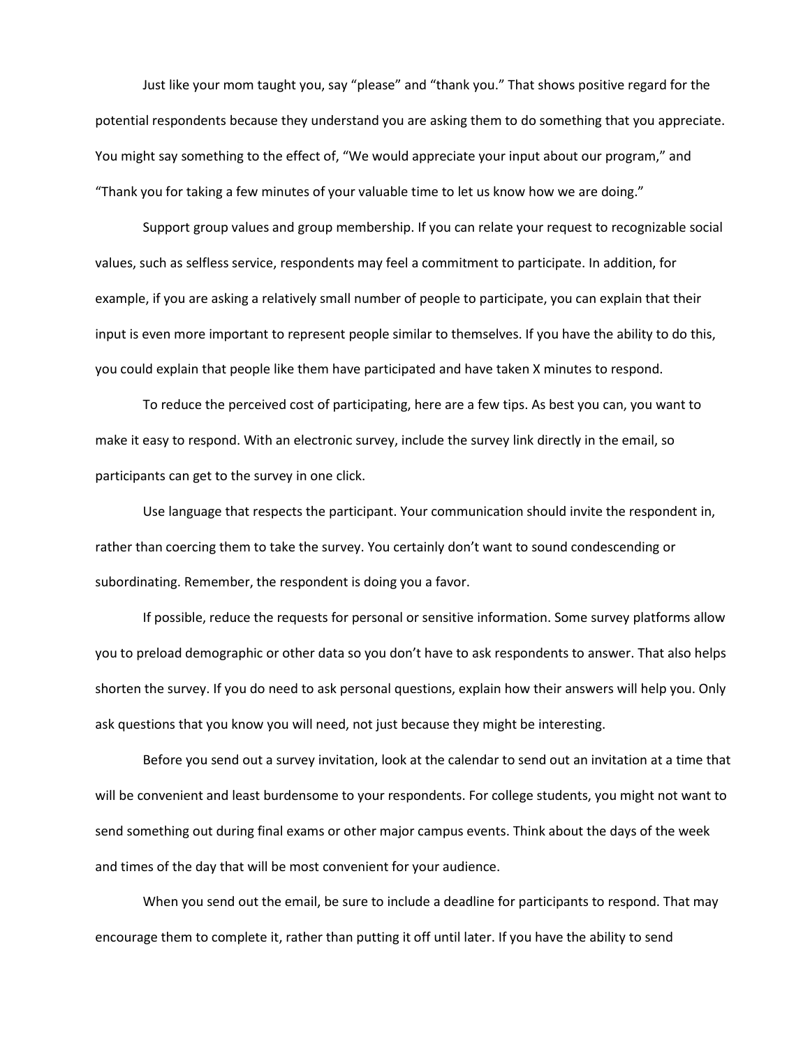Just like your mom taught you, say "please" and "thank you." That shows positive regard for the potential respondents because they understand you are asking them to do something that you appreciate. You might say something to the effect of, "We would appreciate your input about our program," and "Thank you for taking a few minutes of your valuable time to let us know how we are doing."

Support group values and group membership. If you can relate your request to recognizable social values, such as selfless service, respondents may feel a commitment to participate. In addition, for example, if you are asking a relatively small number of people to participate, you can explain that their input is even more important to represent people similar to themselves. If you have the ability to do this, you could explain that people like them have participated and have taken X minutes to respond.

To reduce the perceived cost of participating, here are a few tips. As best you can, you want to make it easy to respond. With an electronic survey, include the survey link directly in the email, so participants can get to the survey in one click.

Use language that respects the participant. Your communication should invite the respondent in, rather than coercing them to take the survey. You certainly don't want to sound condescending or subordinating. Remember, the respondent is doing you a favor.

If possible, reduce the requests for personal or sensitive information. Some survey platforms allow you to preload demographic or other data so you don't have to ask respondents to answer. That also helps shorten the survey. If you do need to ask personal questions, explain how their answers will help you. Only ask questions that you know you will need, not just because they might be interesting.

Before you send out a survey invitation, look at the calendar to send out an invitation at a time that will be convenient and least burdensome to your respondents. For college students, you might not want to send something out during final exams or other major campus events. Think about the days of the week and times of the day that will be most convenient for your audience.

When you send out the email, be sure to include a deadline for participants to respond. That may encourage them to complete it, rather than putting it off until later. If you have the ability to send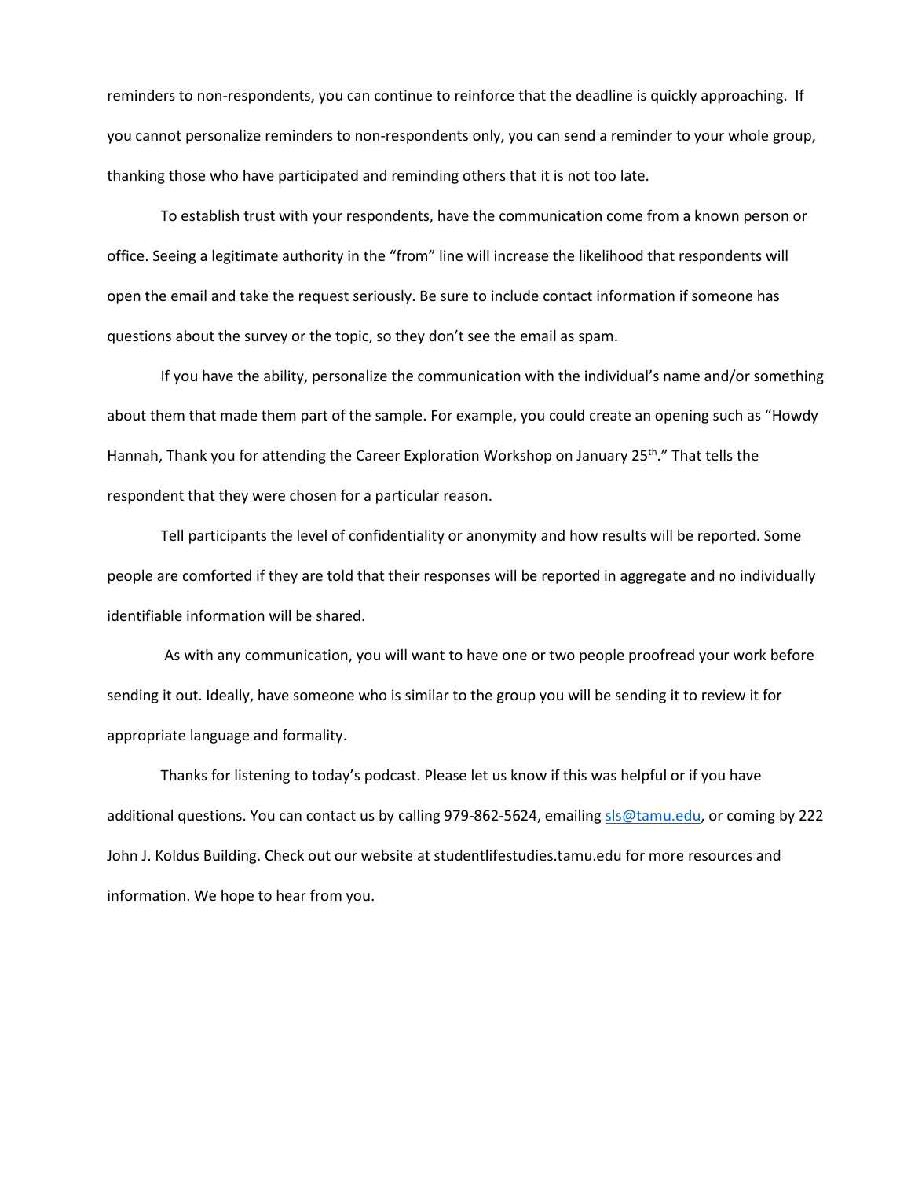reminders to non-respondents, you can continue to reinforce that the deadline is quickly approaching. If you cannot personalize reminders to non-respondents only, you can send a reminder to your whole group, thanking those who have participated and reminding others that it is not too late.

To establish trust with your respondents, have the communication come from a known person or office. Seeing a legitimate authority in the "from" line will increase the likelihood that respondents will open the email and take the request seriously. Be sure to include contact information if someone has questions about the survey or the topic, so they don't see the email as spam.

If you have the ability, personalize the communication with the individual's name and/or something about them that made them part of the sample. For example, you could create an opening such as "Howdy Hannah, Thank you for attending the Career Exploration Workshop on January 25th." That tells the respondent that they were chosen for a particular reason.

Tell participants the level of confidentiality or anonymity and how results will be reported. Some people are comforted if they are told that their responses will be reported in aggregate and no individually identifiable information will be shared.

As with any communication, you will want to have one or two people proofread your work before sending it out. Ideally, have someone who is similar to the group you will be sending it to review it for appropriate language and formality.

Thanks for listening to today's podcast. Please let us know if this was helpful or if you have additional questions. You can contact us by calling 979-862-5624, emailing sls@tamu.edu, or coming by 222 John J. Koldus Building. Check out our website at studentlifestudies.tamu.edu for more resources and information. We hope to hear from you.